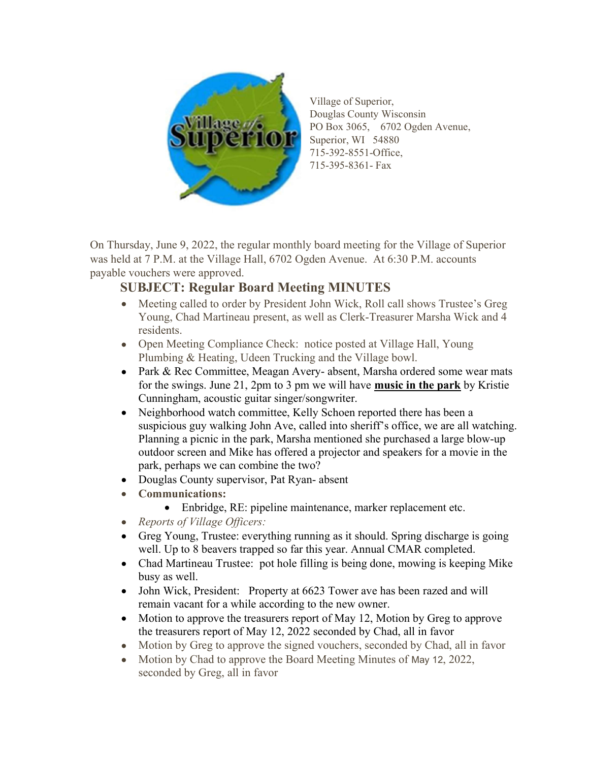Village of Superior,
Douglas County Wisconsin
PO Box 3065, 6702 Ogden Avenue,
Superior, WI 54880
715-392-8551-Office,
715-395-8361- Fax

On Thursday, June 9, 2022, the regular monthly board meeting for the Village of Superior was held at 7 P.M. at the Village Hall, 6702 Ogden Avenue. At 6:30 P.M. accounts payable vouchers were approved.

## SUBJECT: Regular Board Meeting MINUTES

- Meeting called to order by President John Wick, Roll call shows Trustee's Greg Young, Chad Martineau present, as well as Clerk-Treasurer Marsha Wick and 4 residents.
- Open Meeting Compliance Check: notice posted at Village Hall, Young Plumbing & Heating, Udeen Trucking and the Village bowl.
- Park & Rec Committee, Meagan Avery- absent, Marsha ordered some wear mats for the swings. June 21, 2pm to 3 pm we will have **music in the park** by Kristie Cunningham, acoustic guitar singer/songwriter.
- Neighborhood watch committee, Kelly Schoen reported there has been a suspicious guy walking John Ave, called into sheriff's office, we are all watching. Planning a picnic in the park, Marsha mentioned she purchased a large blow-up outdoor screen and Mike has offered a projector and speakers for a movie in the park, perhaps we can combine the two?
- Douglas County supervisor, Pat Ryan- absent
- **Communications:**
  - Enbridge, RE: pipeline maintenance, marker replacement etc.
- *Reports of Village Officers:*
- Greg Young, Trustee: everything running as it should. Spring discharge is going well. Up to 8 beavers trapped so far this year. Annual CMAR completed.
- Chad Martineau Trustee: pot hole filling is being done, mowing is keeping Mike busy as well.
- John Wick, President: Property at 6623 Tower ave has been razed and will remain vacant for a while according to the new owner.
- Motion to approve the treasurers report of May 12, Motion by Greg to approve the treasurers report of May 12, 2022 seconded by Chad, all in favor
- Motion by Greg to approve the signed vouchers, seconded by Chad, all in favor
- Motion by Chad to approve the Board Meeting Minutes of May 12, 2022, seconded by Greg, all in favor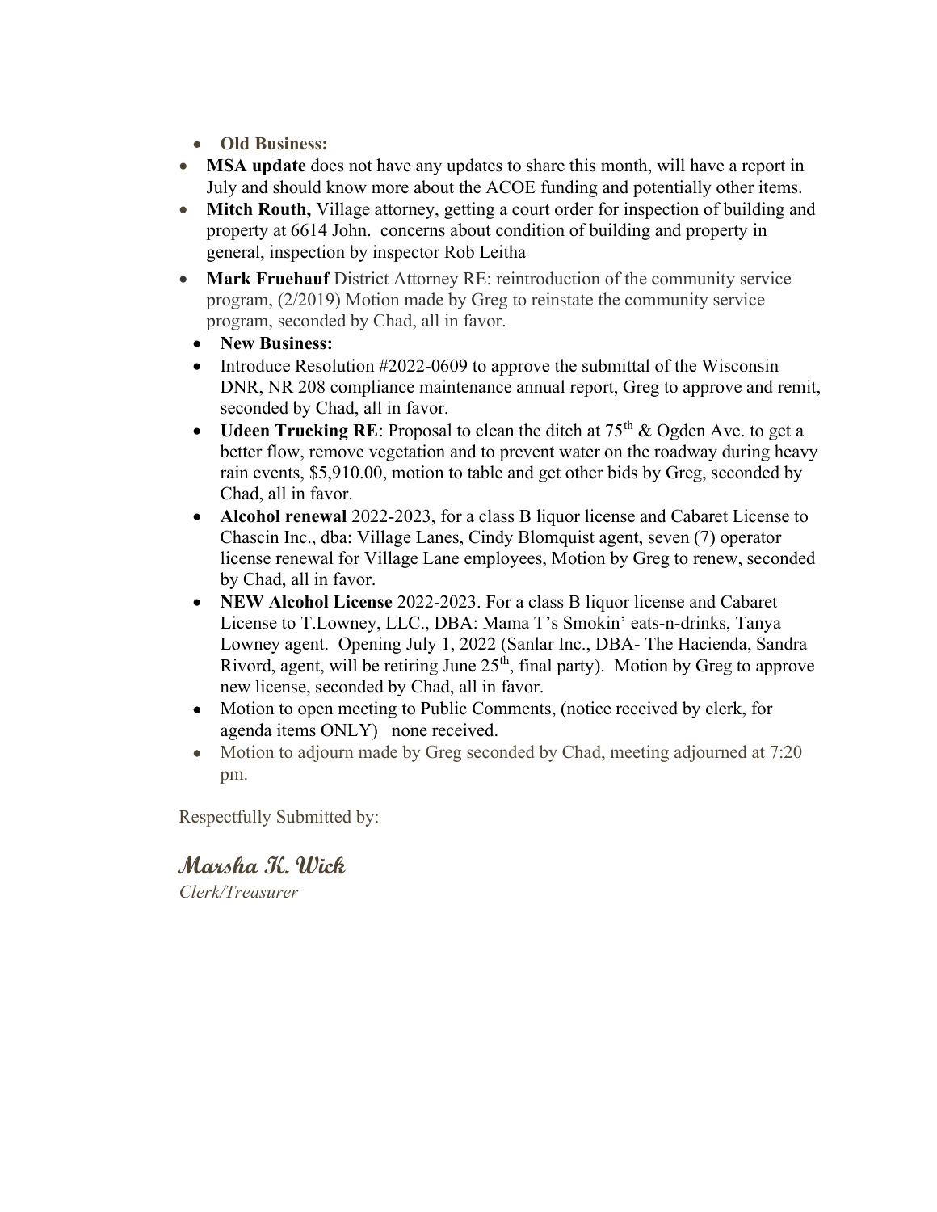- **Old Business:**
- **MSA update** does not have any updates to share this month, will have a report in July and should know more about the ACOE funding and potentially other items.
- **Mitch Routh,** Village attorney, getting a court order for inspection of building and property at 6614 John. concerns about condition of building and property in general, inspection by inspector Rob Leitha
- **Mark Fruehauf** District Attorney RE: reintroduction of the community service program, (2/2019) Motion made by Greg to reinstate the community service program, seconded by Chad, all in favor.
- **New Business:**
- Introduce Resolution #2022-0609 to approve the submittal of the Wisconsin DNR, NR 208 compliance maintenance annual report, Greg to approve and remit, seconded by Chad, all in favor.
- **Udeen Trucking RE**: Proposal to clean the ditch at 75th & Ogden Ave. to get a better flow, remove vegetation and to prevent water on the roadway during heavy rain events, $5,910.00, motion to table and get other bids by Greg, seconded by Chad, all in favor.
- **Alcohol renewal** 2022-2023, for a class B liquor license and Cabaret License to Chascin Inc., dba: Village Lanes, Cindy Blomquist agent, seven (7) operator license renewal for Village Lane employees, Motion by Greg to renew, seconded by Chad, all in favor.
- **NEW Alcohol License** 2022-2023. For a class B liquor license and Cabaret License to T.Lowney, LLC., DBA: Mama T's Smokin' eats-n-drinks, Tanya Lowney agent. Opening July 1, 2022 (Sanlar Inc., DBA- The Hacienda, Sandra Rivord, agent, will be retiring June 25th, final party). Motion by Greg to approve new license, seconded by Chad, all in favor.
- Motion to open meeting to Public Comments, (notice received by clerk, for agenda items ONLY) none received.
- Motion to adjourn made by Greg seconded by Chad, meeting adjourned at 7:20 pm.

Respectfully Submitted by:

***Marsha K. Wick***
*Clerk/Treasurer*